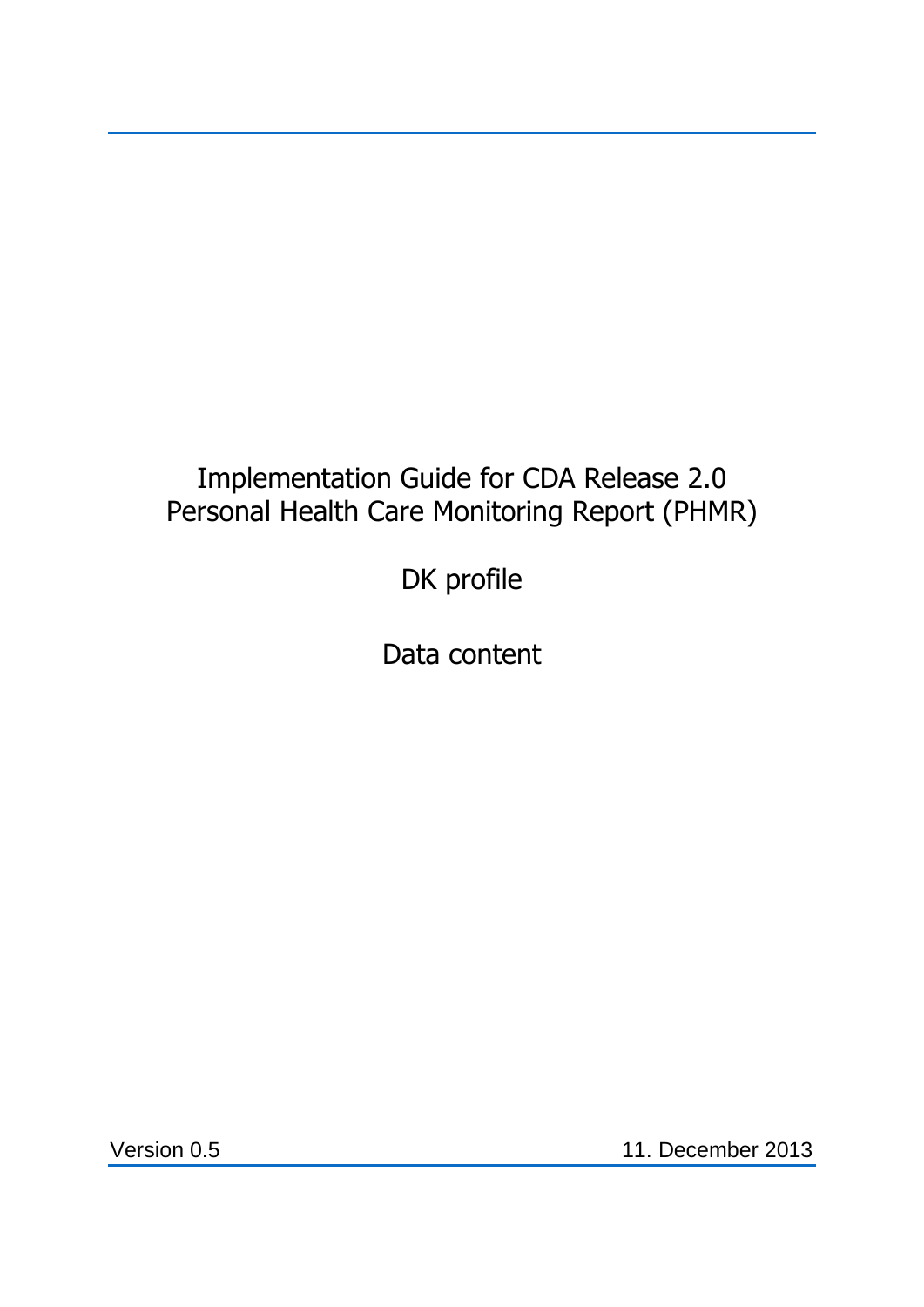# Implementation Guide for CDA Release 2.0
# Personal Health Care Monitoring Report (PHMR)

## DK profile

## Data content

Version 0.5

11. December 2013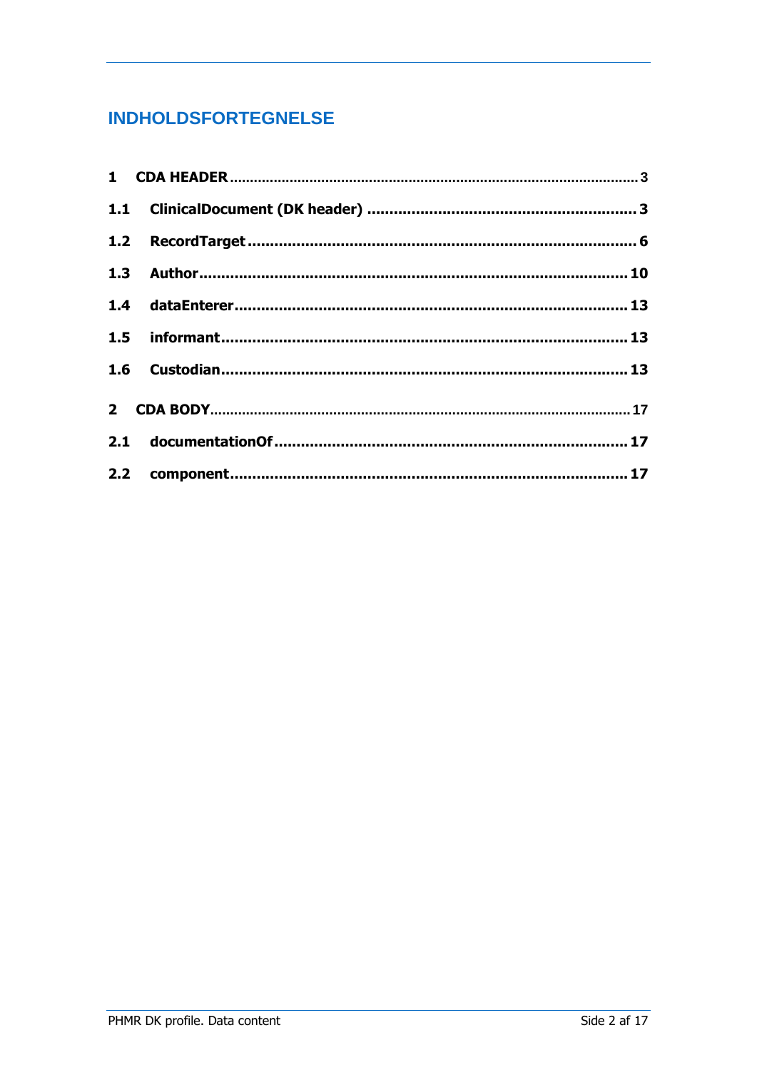# INDHOLDSFORTEGNELSE

**1 CDA HEADER** ..... 3

**1.1 ClinicalDocument (DK header)** ..... 3

**1.2 RecordTarget** ..... 6

**1.3 Author** ..... 10

**1.4 dataEnterer** ..... 13

**1.5 informant** ..... 13

**1.6 Custodian** ..... 13

**2 CDA BODY** ..... 17

**2.1 documentationOf** ..... 17

**2.2 component** ..... 17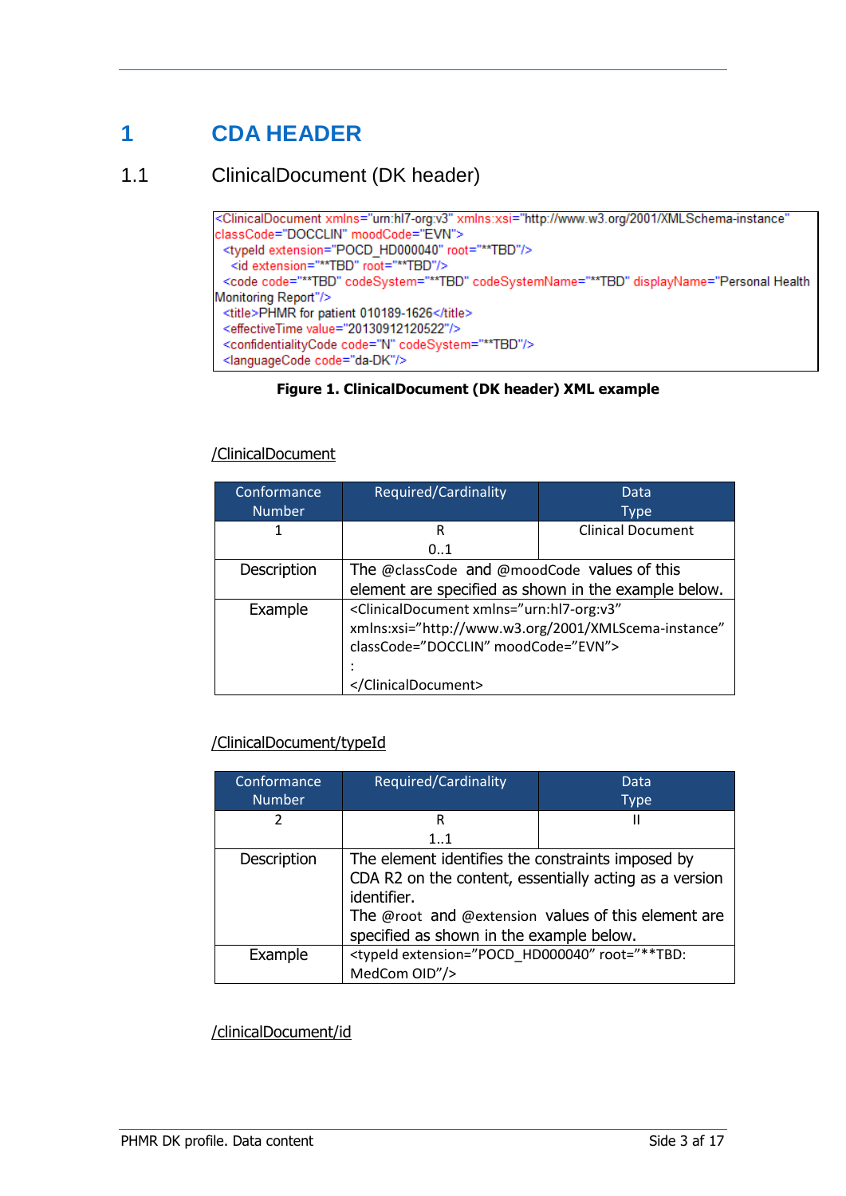# 1 CDA HEADER

## 1.1 ClinicalDocument (DK header)

```
<ClinicalDocument xmlns="urn:hl7-org:v3" xmlns:xsi="http://www.w3.org/2001/XMLSchema-instance"
classCode="DOCCLIN" moodCode="EVN">
  <typeId extension="POCD_HD000040" root="**TBD"/>
    <id extension="**TBD" root="**TBD"/>
  <code code="**TBD" codeSystem="**TBD" codeSystemName="**TBD" displayName="Personal Health
Monitoring Report"/>
  <title>PHMR for patient 010189-1626</title>
  <effectiveTime value="20130912120522"/>
  <confidentialityCode code="N" codeSystem="**TBD"/>
  <languageCode code="da-DK"/>
```

**Figure 1. ClinicalDocument (DK header) XML example**

/ClinicalDocument

| Conformance Number | Required/Cardinality | Data Type |
|---|---|---|
| 1 | R<br>0..1 | Clinical Document |
| Description | The @classCode and @moodCode values of this element are specified as shown in the example below. | |
| Example | <ClinicalDocument xmlns="urn:hl7-org:v3" xmlns:xsi="http://www.w3.org/2001/XMLScema-instance" classCode="DOCCLIN" moodCode="EVN"><br>:<br></ClinicalDocument> | |

/ClinicalDocument/typeId

| Conformance Number | Required/Cardinality | Data Type |
|---|---|---|
| 2 | R<br>1..1 | II |
| Description | The element identifies the constraints imposed by CDA R2 on the content, essentially acting as a version identifier.<br>The @root and @extension values of this element are specified as shown in the example below. | |
| Example | <typeId extension="POCD_HD000040" root="**TBD: MedCom OID"/> | |

/clinicalDocument/id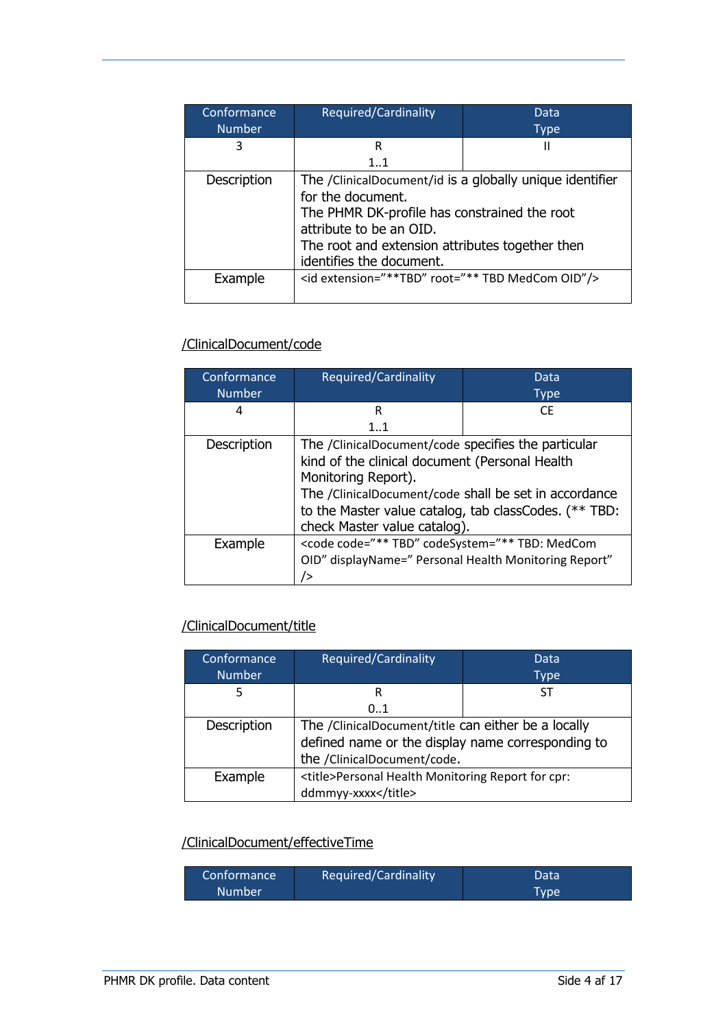| Conformance Number | Required/Cardinality | Data Type |
|---|---|---|
| 3 | R<br>1..1 | II |
| Description | The /ClinicalDocument/id is a globally unique identifier for the document.<br>The PHMR DK-profile has constrained the root attribute to be an OID.<br>The root and extension attributes together then identifies the document. | |
| Example | <id extension="**TBD" root="** TBD MedCom OID"/> | |

/ClinicalDocument/code

| Conformance Number | Required/Cardinality | Data Type |
|---|---|---|
| 4 | R<br>1..1 | CE |
| Description | The /ClinicalDocument/code specifies the particular kind of the clinical document (Personal Health Monitoring Report).<br>The /ClinicalDocument/code shall be set in accordance to the Master value catalog, tab classCodes. (** TBD: check Master value catalog). | |
| Example | <code code="** TBD" codeSystem="** TBD: MedCom OID" displayName=" Personal Health Monitoring Report" /> | |

/ClinicalDocument/title

| Conformance Number | Required/Cardinality | Data Type |
|---|---|---|
| 5 | R<br>0..1 | ST |
| Description | The /ClinicalDocument/title can either be a locally defined name or the display name corresponding to the /ClinicalDocument/code. | |
| Example | <title>Personal Health Monitoring Report for cpr: ddmmyy-xxxx</title> | |

/ClinicalDocument/effectiveTime

| Conformance Number | Required/Cardinality | Data Type |
|---|---|---|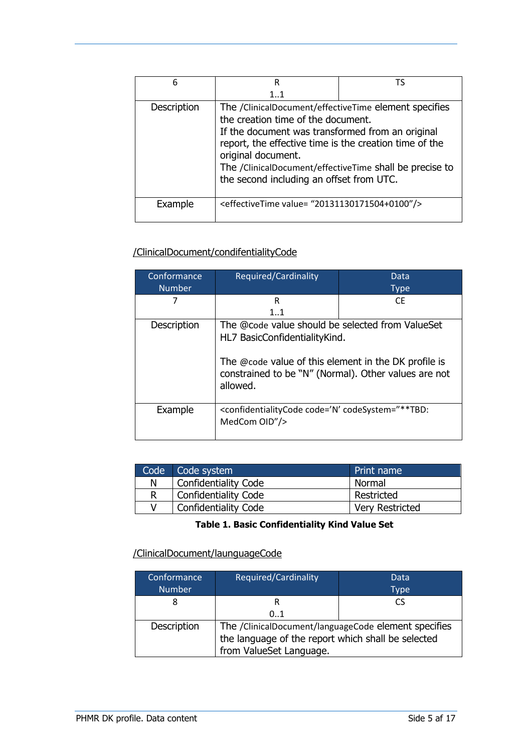| 6 | R<br>1..1 | TS |
|---|---|---|
| Description | The /ClinicalDocument/effectiveTime element specifies the creation time of the document.<br>If the document was transformed from an original report, the effective time is the creation time of the original document.<br>The /ClinicalDocument/effectiveTime shall be precise to the second including an offset from UTC. | |
| Example | <effectiveTime value= "20131130171504+0100"/> | |

/ClinicalDocument/condifentialityCode

| Conformance Number | Required/Cardinality | Data Type |
|---|---|---|
| 7 | R<br>1..1 | CE |
| Description | The @code value should be selected from ValueSet HL7 BasicConfidentialityKind.<br><br>The @code value of this element in the DK profile is constrained to be "N" (Normal). Other values are not allowed. | |
| Example | <confidentialityCode code='N' codeSystem="**TBD: MedCom OID"/> | |

| Code | Code system | Print name |
|---|---|---|
| N | Confidentiality Code | Normal |
| R | Confidentiality Code | Restricted |
| V | Confidentiality Code | Very Restricted |

**Table 1. Basic Confidentiality Kind Value Set**

/ClinicalDocument/launguageCode

| Conformance Number | Required/Cardinality | Data Type |
|---|---|---|
| 8 | R<br>0..1 | CS |
| Description | The /ClinicalDocument/languageCode element specifies the language of the report which shall be selected from ValueSet Language. | |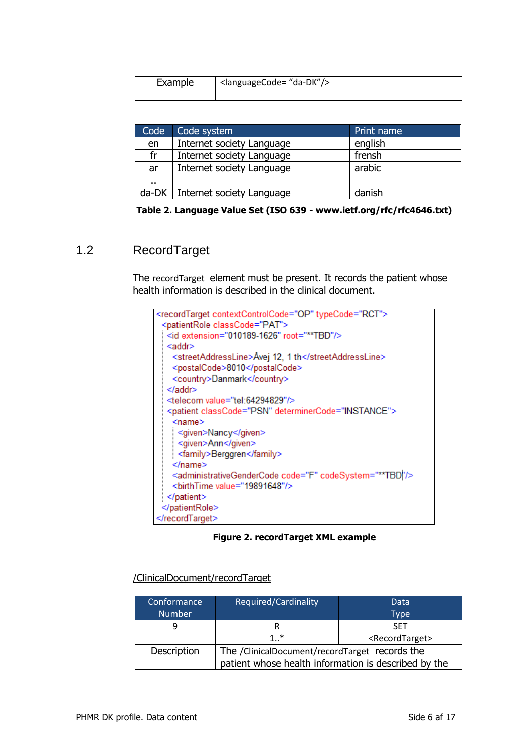| Example | <languageCode= "da-DK"/> |
|---|---|

| Code | Code system | Print name |
|---|---|---|
| en | Internet society Language | english |
| fr | Internet society Language | frensh |
| ar | Internet society Language | arabic |
| .. | | |
| da-DK | Internet society Language | danish |

**Table 2. Language Value Set (ISO 639 - www.ietf.org/rfc/rfc4646.txt)**

## 1.2 RecordTarget

The `recordTarget` element must be present. It records the patient whose health information is described in the clinical document.

```
<recordTarget contextControlCode="OP" typeCode="RCT">
  <patientRole classCode="PAT">
    <id extension="010189-1626" root="**TBD"/>
    <addr>
      <streetAddressLine>Åvej 12, 1 th</streetAddressLine>
      <postalCode>8010</postalCode>
      <country>Danmark</country>
    </addr>
    <telecom value="tel:64294829"/>
    <patient classCode="PSN" determinerCode="INSTANCE">
      <name>
        <given>Nancy</given>
        <given>Ann</given>
        <family>Berggren</family>
      </name>
      <administrativeGenderCode code="F" codeSystem="**TBD"/>
      <birthTime value="19891648"/>
    </patient>
  </patientRole>
</recordTarget>
```

**Figure 2. recordTarget XML example**

/ClinicalDocument/recordTarget

| Conformance Number | Required/Cardinality | Data Type |
|---|---|---|
| 9 | R<br>1..* | SET<br><RecordTarget> |
| Description | The /ClinicalDocument/recordTarget records the patient whose health information is described by the | |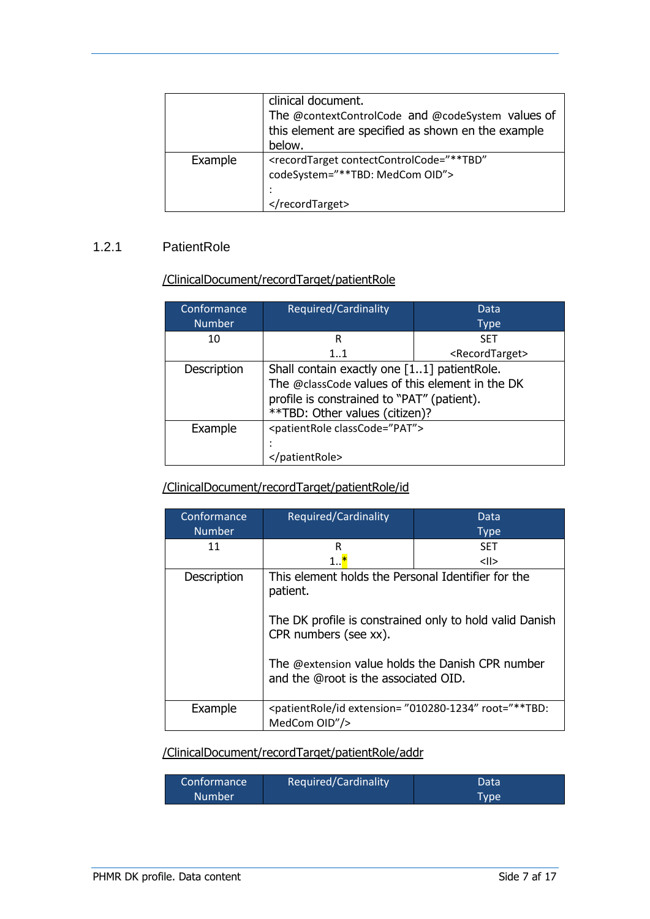|  | clinical document.<br>The @contextControlCode and @codeSystem values of this element are specified as shown en the example below. |
| --- | --- |
| Example | <recordTarget contectControlCode="**TBD" codeSystem="**TBD: MedCom OID"><br>:<br></recordTarget> |

### 1.2.1 PatientRole

/ClinicalDocument/recordTarget/patientRole

| Conformance Number | Required/Cardinality | Data Type |
| --- | --- | --- |
| 10 | R<br>1..1 | SET<br><RecordTarget> |
| Description | Shall contain exactly one [1..1] patientRole.<br>The @classCode values of this element in the DK profile is constrained to "PAT" (patient).<br>**TBD: Other values (citizen)? | |
| Example | <patientRole classCode="PAT"><br>:<br></patientRole> | |

/ClinicalDocument/recordTarget/patientRole/id

| Conformance Number | Required/Cardinality | Data Type |
| --- | --- | --- |
| 11 | R<br>1..* | SET<br><II> |
| Description | This element holds the Personal Identifier for the patient.<br><br>The DK profile is constrained only to hold valid Danish CPR numbers (see xx).<br><br>The @extension value holds the Danish CPR number and the @root is the associated OID. | |
| Example | <patientRole/id extension= "010280-1234" root="**TBD: MedCom OID"/> | |

/ClinicalDocument/recordTarget/patientRole/addr

| Conformance Number | Required/Cardinality | Data Type |
| --- | --- | --- |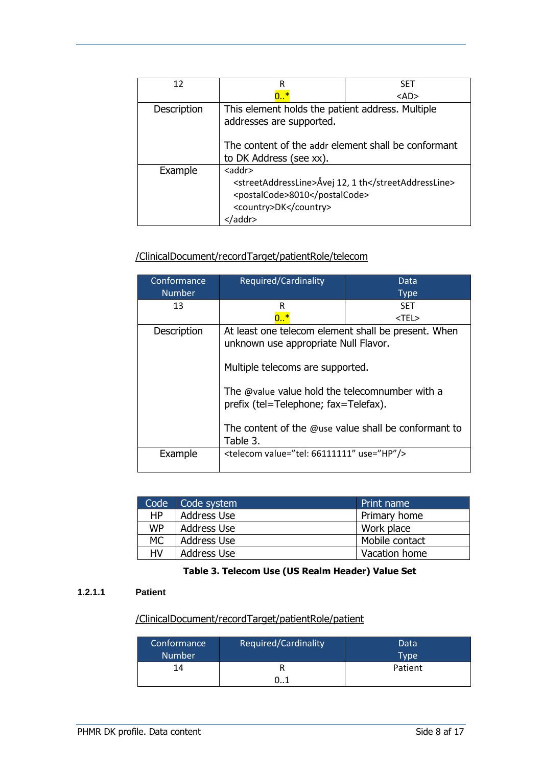| 12 | R<br>0..* | SET<br><AD> |
|---|---|---|
| Description | This element holds the patient address. Multiple addresses are supported.<br><br>The content of the addr element shall be conformant to DK Address (see xx). | |
| Example | <addr><br>  <streetAddressLine>Åvej 12, 1 th</streetAddressLine><br>  <postalCode>8010</postalCode><br>  <country>DK</country><br></addr> | |

/ClinicalDocument/recordTarget/patientRole/telecom

| Conformance Number | Required/Cardinality | Data Type |
|---|---|---|
| 13 | R<br>0..* | SET<br><TEL> |
| Description | At least one telecom element shall be present. When unknown use appropriate Null Flavor.<br><br>Multiple telecoms are supported.<br><br>The @value value hold the telecomnumber with a prefix (tel=Telephone; fax=Telefax).<br><br>The content of the @use value shall be conformant to Table 3. | |
| Example | <telecom value="tel: 66111111" use="HP"/> | |

| Code | Code system | Print name |
|---|---|---|
| HP | Address Use | Primary home |
| WP | Address Use | Work place |
| MC | Address Use | Mobile contact |
| HV | Address Use | Vacation home |

**Table 3. Telecom Use (US Realm Header) Value Set**

#### 1.2.1.1 Patient

/ClinicalDocument/recordTarget/patientRole/patient

| Conformance Number | Required/Cardinality | Data Type |
|---|---|---|
| 14 | R<br>0..1 | Patient |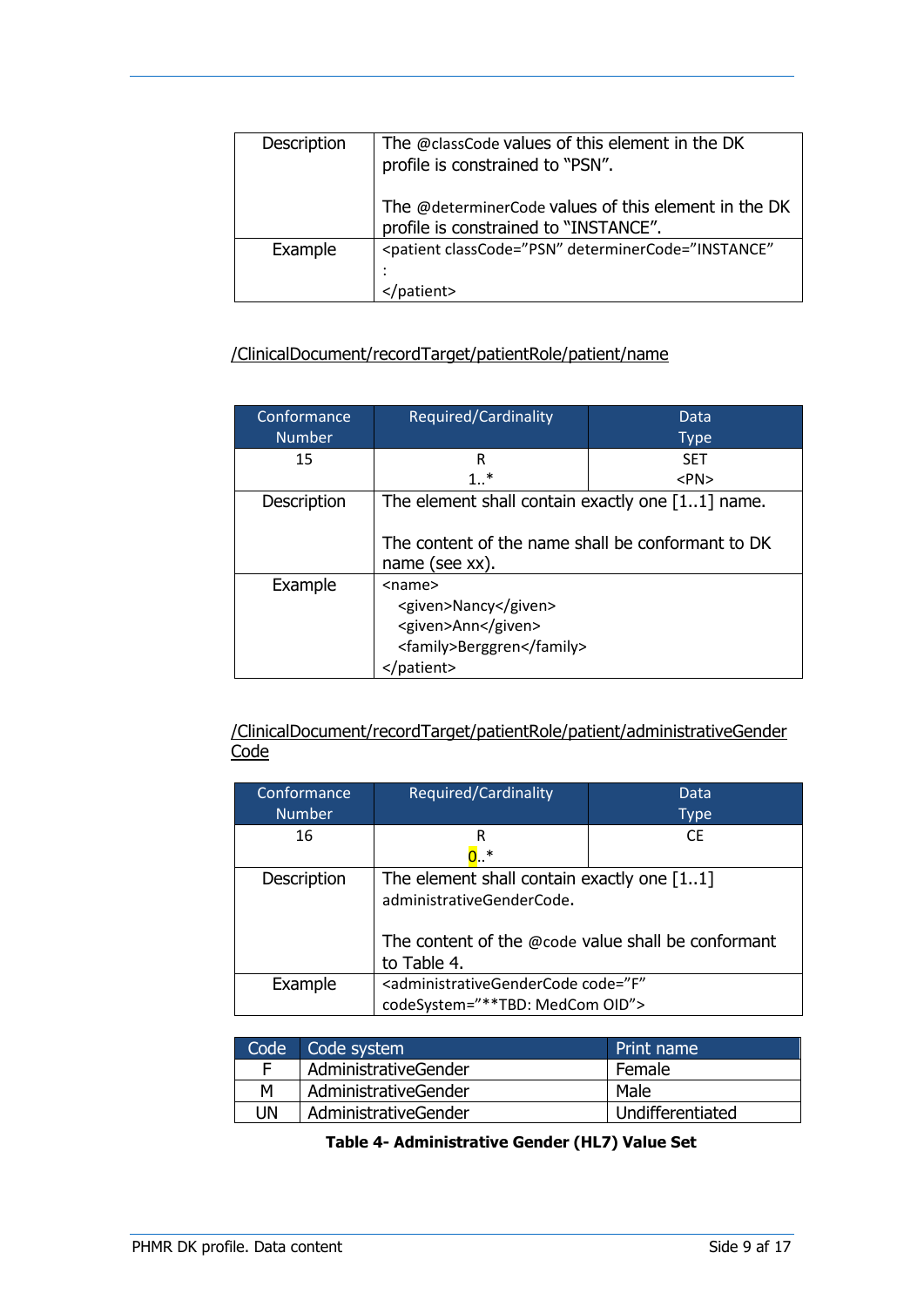| Description | The @classCode values of this element in the DK profile is constrained to "PSN".<br><br>The @determinerCode values of this element in the DK profile is constrained to "INSTANCE". |
| --- | --- |
| Example | <patient classCode="PSN" determinerCode="INSTANCE"<br>:<br></patient> |

/ClinicalDocument/recordTarget/patientRole/patient/name

| Conformance Number | Required/Cardinality | Data Type |
| --- | --- | --- |
| 15 | R<br>1..* | SET<br><PN> |
| Description | The element shall contain exactly one [1..1] name.<br><br>The content of the name shall be conformant to DK name (see xx). | |
| Example | <name><br>&nbsp;&nbsp;<given>Nancy</given><br>&nbsp;&nbsp;<given>Ann</given><br>&nbsp;&nbsp;<family>Berggren</family><br></patient> | |

/ClinicalDocument/recordTarget/patientRole/patient/administrativeGenderCode

| Conformance Number | Required/Cardinality | Data Type |
| --- | --- | --- |
| 16 | R<br>0..* | CE |
| Description | The element shall contain exactly one [1..1] administrativeGenderCode.<br><br>The content of the @code value shall be conformant to Table 4. | |
| Example | <administrativeGenderCode code="F" codeSystem="**TBD: MedCom OID"> | |

| Code | Code system | Print name |
| --- | --- | --- |
| F | AdministrativeGender | Female |
| M | AdministrativeGender | Male |
| UN | AdministrativeGender | Undifferentiated |

**Table 4- Administrative Gender (HL7) Value Set**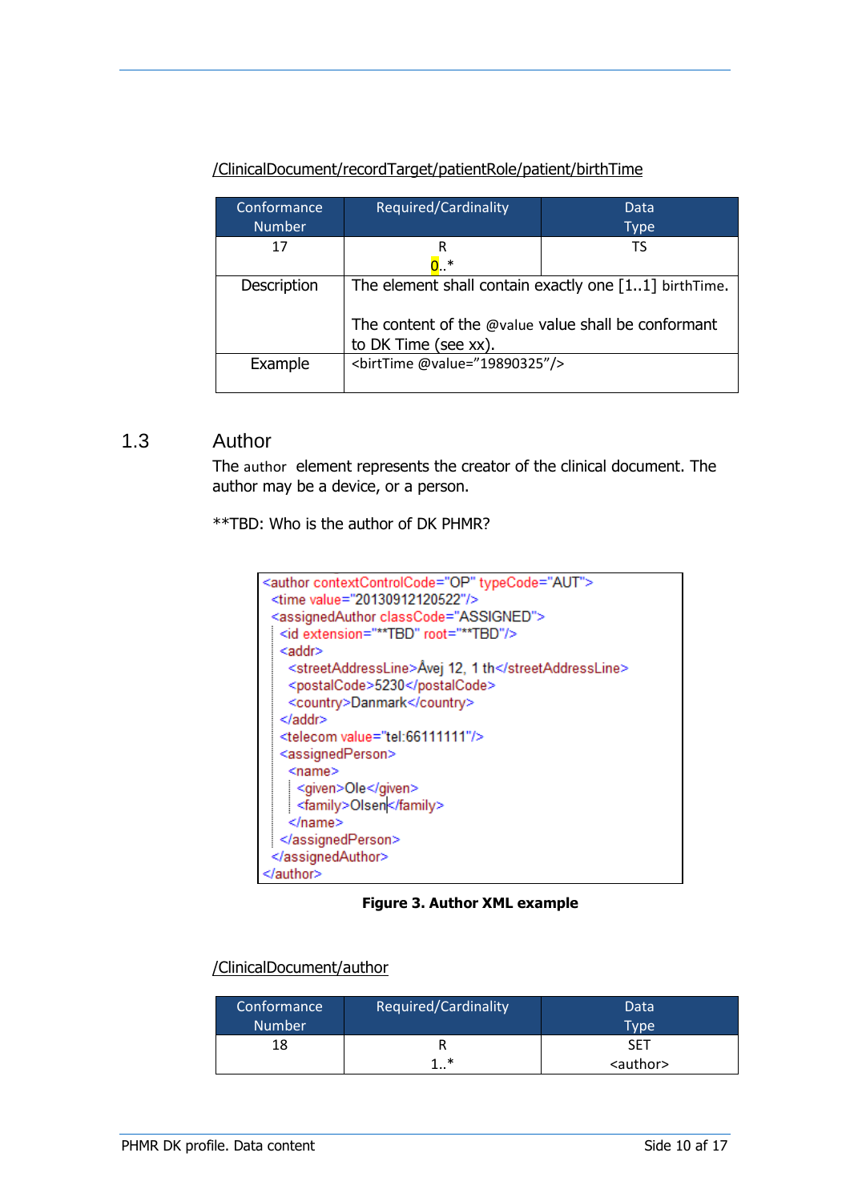/ClinicalDocument/recordTarget/patientRole/patient/birthTime

| Conformance Number | Required/Cardinality | Data Type |
|---|---|---|
| 17 | R<br>0..* | TS |
| Description | The element shall contain exactly one [1..1] birthTime.<br><br>The content of the @value value shall be conformant to DK Time (see xx). | |
| Example | <birtTime @value="19890325"/> | |

## 1.3 Author

The author element represents the creator of the clinical document. The author may be a device, or a person.

**TBD: Who is the author of DK PHMR?

```
<author contextControlCode="OP" typeCode="AUT">
  <time value="20130912120522"/>
  <assignedAuthor classCode="ASSIGNED">
    <id extension="**TBD" root="**TBD"/>
    <addr>
      <streetAddressLine>Åvej 12, 1 th</streetAddressLine>
      <postalCode>5230</postalCode>
      <country>Danmark</country>
    </addr>
    <telecom value="tel:66111111"/>
    <assignedPerson>
      <name>
        <given>Ole</given>
        <family>Olsen</family>
      </name>
    </assignedPerson>
  </assignedAuthor>
</author>
```

**Figure 3. Author XML example**

/ClinicalDocument/author

| Conformance Number | Required/Cardinality | Data Type |
|---|---|---|
| 18 | R<br>1..* | SET<br><author> |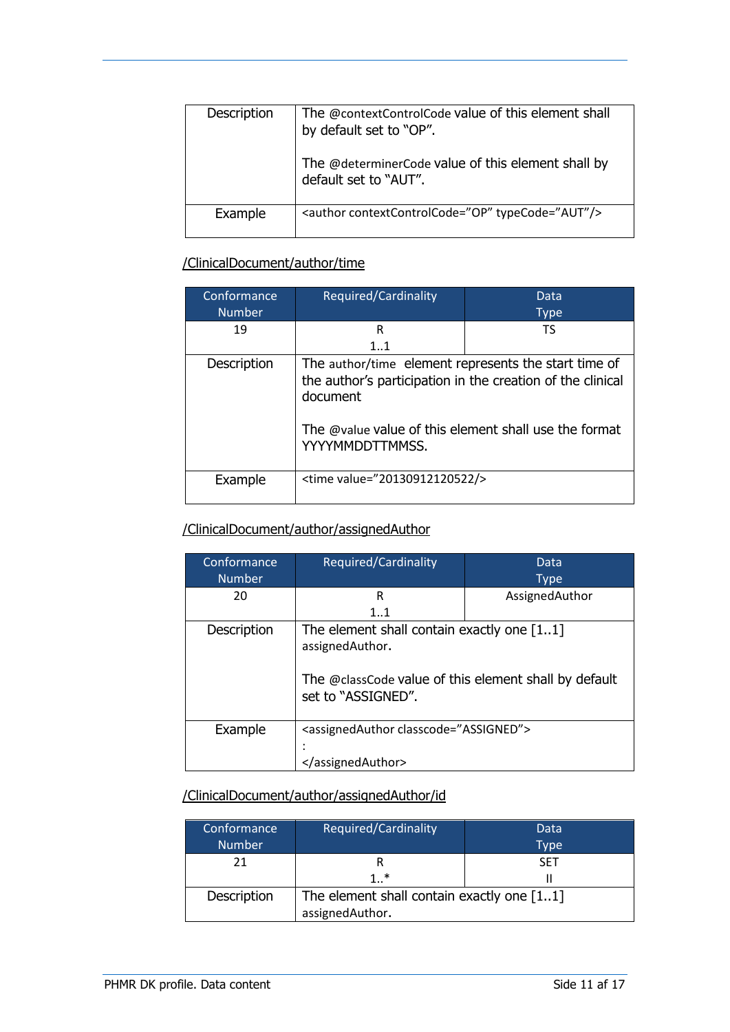| Description | The @contextControlCode value of this element shall by default set to "OP".<br><br>The @determinerCode value of this element shall by default set to "AUT". |
|---|---|
| Example | <author contextControlCode="OP" typeCode="AUT"/> |

/ClinicalDocument/author/time

| Conformance Number | Required/Cardinality | Data Type |
|---|---|---|
| 19 | R<br>1..1 | TS |
| Description | The author/time element represents the start time of the author's participation in the creation of the clinical document<br><br>The @value value of this element shall use the format YYYYMMDDTTMMSS. | |
| Example | <time value="20130912120522/> | |

/ClinicalDocument/author/assignedAuthor

| Conformance Number | Required/Cardinality | Data Type |
|---|---|---|
| 20 | R<br>1..1 | AssignedAuthor |
| Description | The element shall contain exactly one [1..1] assignedAuthor.<br><br>The @classCode value of this element shall by default set to "ASSIGNED". | |
| Example | <assignedAuthor classcode="ASSIGNED"><br>:<br></assignedAuthor> | |

/ClinicalDocument/author/assignedAuthor/id

| Conformance Number | Required/Cardinality | Data Type |
|---|---|---|
| 21 | R<br>1..* | SET<br>II |
| Description | The element shall contain exactly one [1..1] assignedAuthor. | |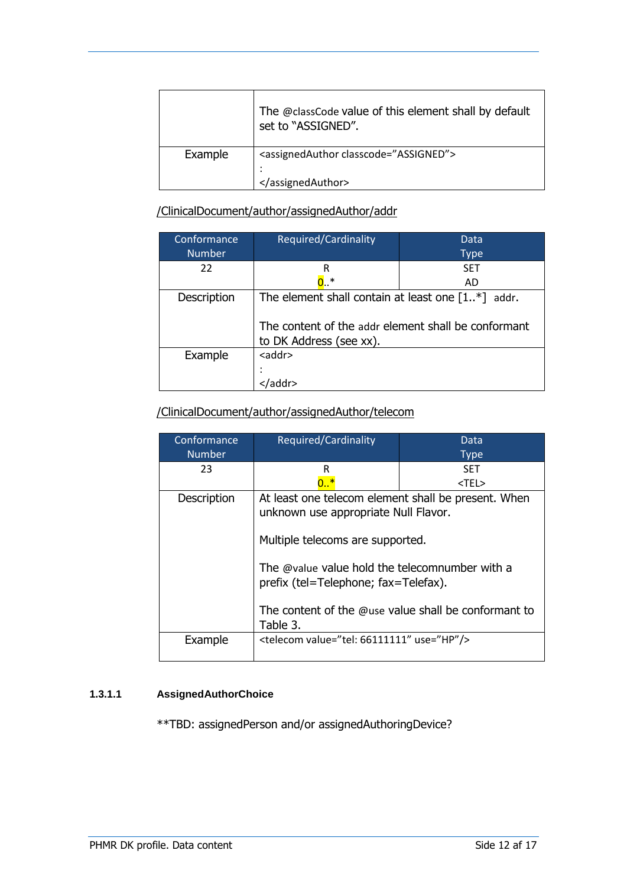| | |
|---|---|
| | The @classCode value of this element shall by default set to "ASSIGNED". |
| Example | <assignedAuthor classcode="ASSIGNED"> <br> : <br> </assignedAuthor> |

/ClinicalDocument/author/assignedAuthor/addr

| Conformance Number | Required/Cardinality | Data Type |
|---|---|---|
| 22 | R <br> 0..* | SET <br> AD |
| Description | The element shall contain at least one [1..*] addr. <br><br> The content of the addr element shall be conformant to DK Address (see xx). | |
| Example | <addr> <br> : <br> </addr> | |

/ClinicalDocument/author/assignedAuthor/telecom

| Conformance Number | Required/Cardinality | Data Type |
|---|---|---|
| 23 | R <br> 0..* | SET <br> <TEL> |
| Description | At least one telecom element shall be present. When unknown use appropriate Null Flavor. <br><br> Multiple telecoms are supported. <br><br> The @value value hold the telecomnumber with a prefix (tel=Telephone; fax=Telefax). <br><br> The content of the @use value shall be conformant to Table 3. | |
| Example | <telecom value="tel: 66111111" use="HP"/> | |

#### 1.3.1.1 AssignedAuthorChoice

**TBD: assignedPerson and/or assignedAuthoringDevice?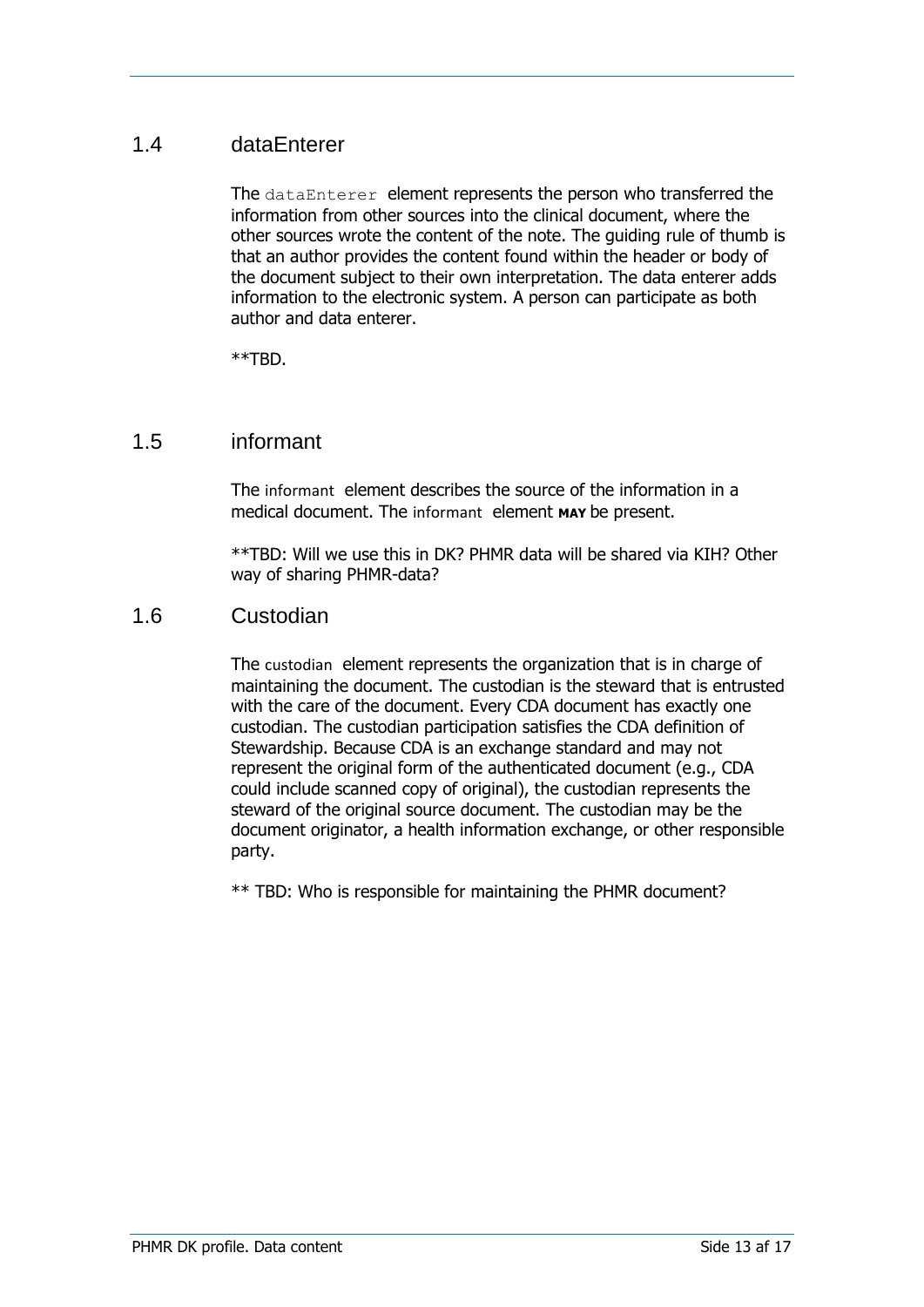## 1.4 dataEnterer

The `dataEnterer` element represents the person who transferred the information from other sources into the clinical document, where the other sources wrote the content of the note. The guiding rule of thumb is that an author provides the content found within the header or body of the document subject to their own interpretation. The data enterer adds information to the electronic system. A person can participate as both author and data enterer.

**TBD.

## 1.5 informant

The informant element describes the source of the information in a medical document. The informant element **MAY** be present.

**TBD: Will we use this in DK? PHMR data will be shared via KIH? Other way of sharing PHMR-data?

## 1.6 Custodian

The custodian element represents the organization that is in charge of maintaining the document. The custodian is the steward that is entrusted with the care of the document. Every CDA document has exactly one custodian. The custodian participation satisfies the CDA definition of Stewardship. Because CDA is an exchange standard and may not represent the original form of the authenticated document (e.g., CDA could include scanned copy of original), the custodian represents the steward of the original source document. The custodian may be the document originator, a health information exchange, or other responsible party.

** TBD: Who is responsible for maintaining the PHMR document?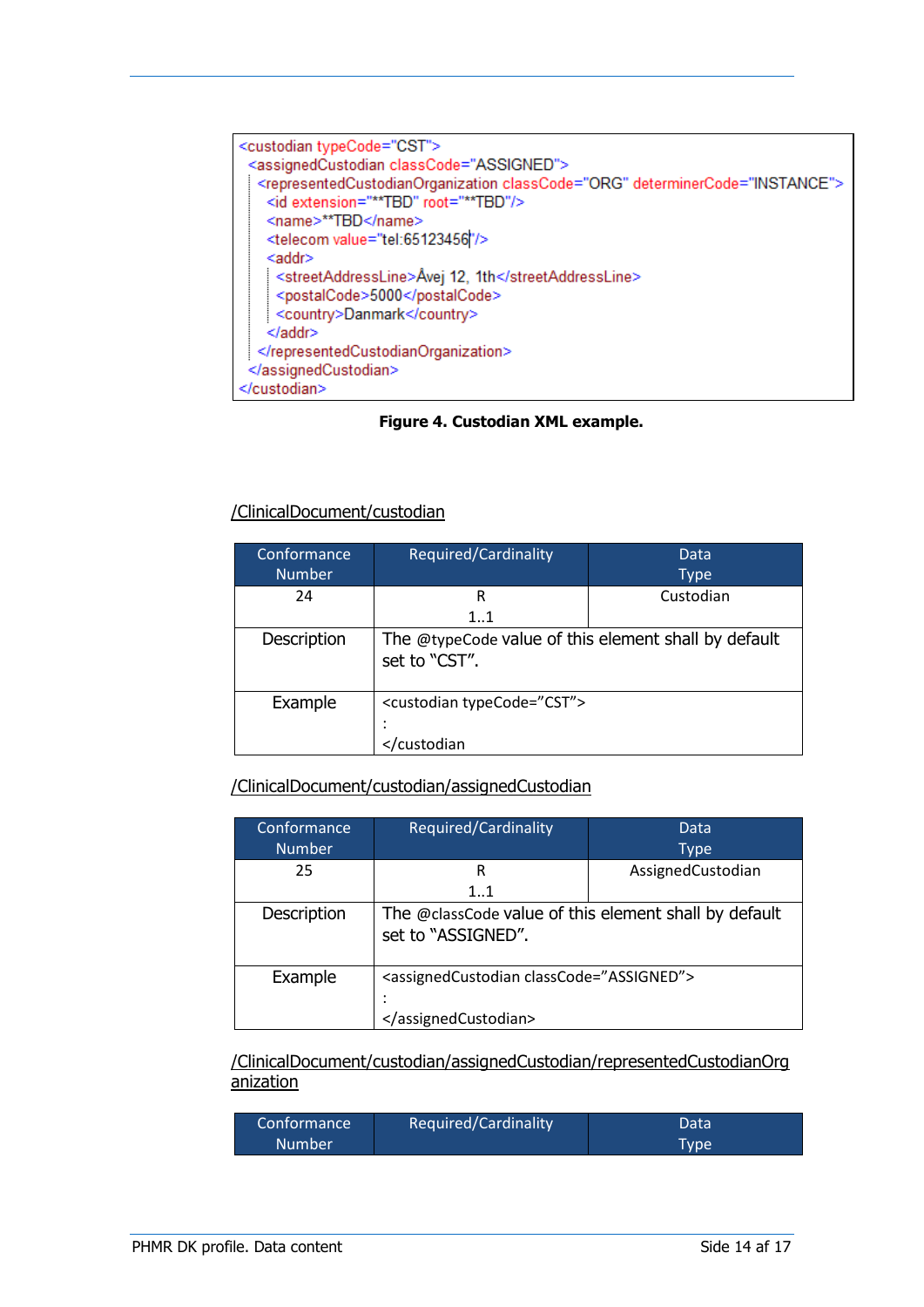```
<custodian typeCode="CST">
  <assignedCustodian classCode="ASSIGNED">
    <representedCustodianOrganization classCode="ORG" determinerCode="INSTANCE">
      <id extension="**TBD" root="**TBD"/>
      <name>**TBD</name>
      <telecom value="tel:65123456"/>
      <addr>
        <streetAddressLine>Åvej 12, 1th</streetAddressLine>
        <postalCode>5000</postalCode>
        <country>Danmark</country>
      </addr>
    </representedCustodianOrganization>
  </assignedCustodian>
</custodian>
```

**Figure 4. Custodian XML example.**

/ClinicalDocument/custodian

| Conformance Number | Required/Cardinality | Data Type |
|---|---|---|
| 24 | R 1..1 | Custodian |
| Description | The @typeCode value of this element shall by default set to "CST". | |
| Example | <custodian typeCode="CST"> : </custodian | |

/ClinicalDocument/custodian/assignedCustodian

| Conformance Number | Required/Cardinality | Data Type |
|---|---|---|
| 25 | R 1..1 | AssignedCustodian |
| Description | The @classCode value of this element shall by default set to "ASSIGNED". | |
| Example | <assignedCustodian classCode="ASSIGNED"> : </assignedCustodian> | |

/ClinicalDocument/custodian/assignedCustodian/representedCustodianOrganization

| Conformance Number | Required/Cardinality | Data Type |
|---|---|---|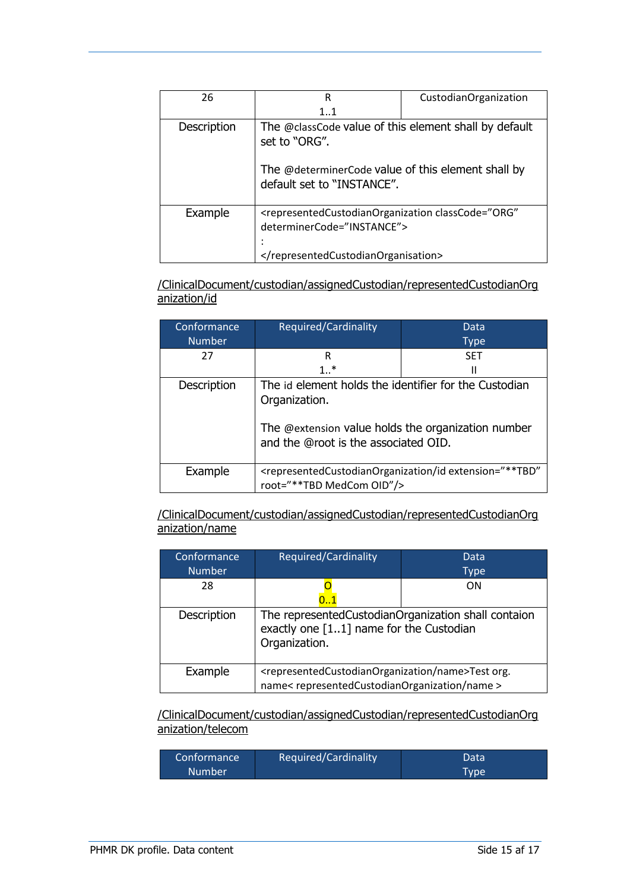| 26 | R<br>1..1 | CustodianOrganization |
|---|---|---|
| Description | The @classCode value of this element shall by default set to "ORG".<br><br>The @determinerCode value of this element shall by default set to "INSTANCE". | |
| Example | <representedCustodianOrganization classCode="ORG" determinerCode="INSTANCE"><br>:<br></representedCustodianOrganisation> | |

/ClinicalDocument/custodian/assignedCustodian/representedCustodianOrganization/id

| Conformance Number | Required/Cardinality | Data Type |
|---|---|---|
| 27 | R<br>1..* | SET<br>II |
| Description | The id element holds the identifier for the Custodian Organization.<br><br>The @extension value holds the organization number and the @root is the associated OID. | |
| Example | <representedCustodianOrganization/id extension="**TBD" root="**TBD MedCom OID"/> | |

/ClinicalDocument/custodian/assignedCustodian/representedCustodianOrganization/name

| Conformance Number | Required/Cardinality | Data Type |
|---|---|---|
| 28 | O<br>0..1 | ON |
| Description | The representedCustodianOrganization shall contaion exactly one [1..1] name for the Custodian Organization. | |
| Example | <representedCustodianOrganization/name>Test org. name< representedCustodianOrganization/name > | |

/ClinicalDocument/custodian/assignedCustodian/representedCustodianOrganization/telecom

| Conformance Number | Required/Cardinality | Data Type |
|---|---|---|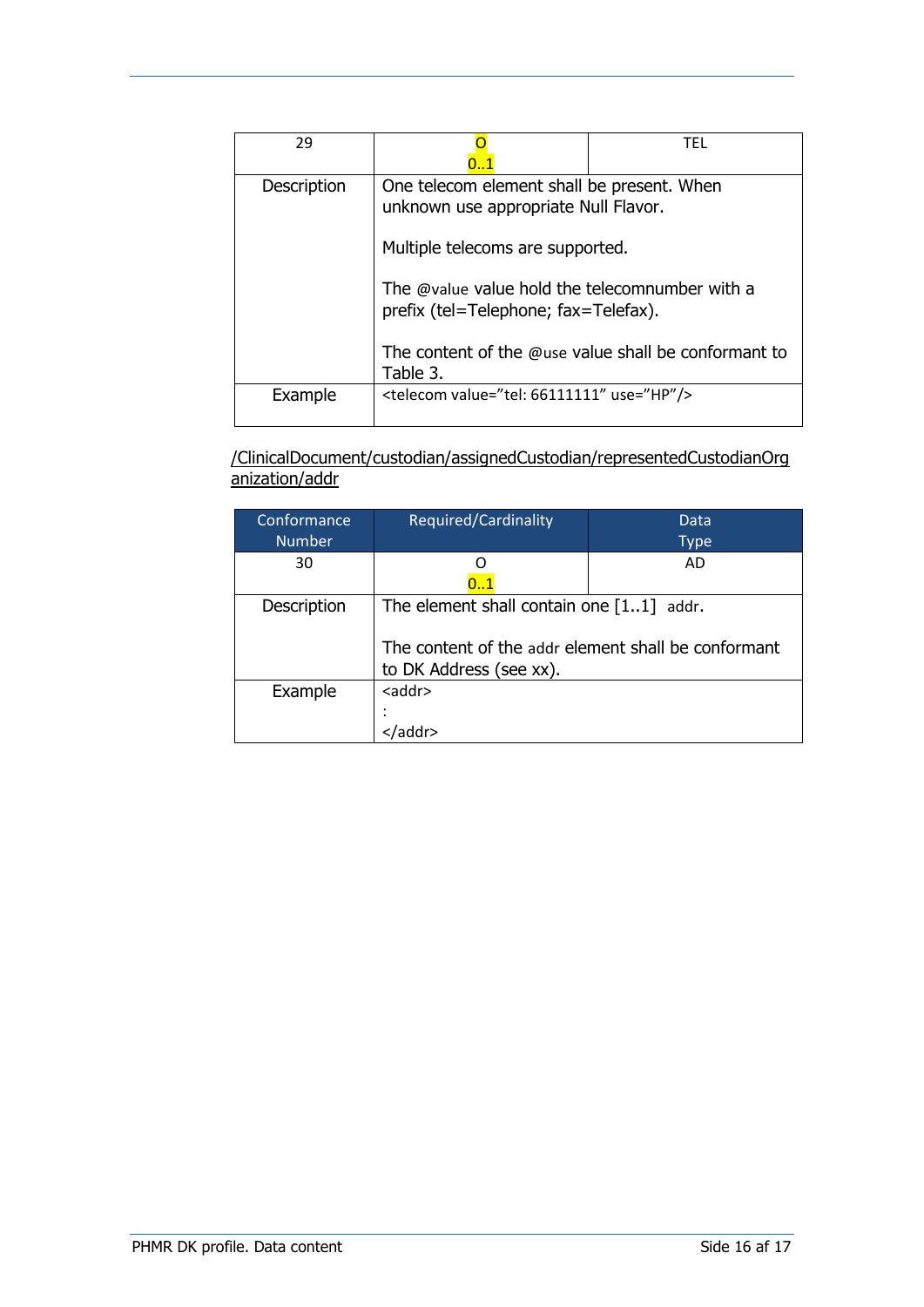| 29 | O<br>0..1 | TEL |
|---|---|---|
| Description | One telecom element shall be present. When unknown use appropriate Null Flavor.<br><br>Multiple telecoms are supported.<br><br>The @value value hold the telecomnumber with a prefix (tel=Telephone; fax=Telefax).<br><br>The content of the @use value shall be conformant to Table 3. | |
| Example | <telecom value=”tel: 66111111” use=”HP”/> | |

/ClinicalDocument/custodian/assignedCustodian/representedCustodianOrganization/addr

| Conformance Number | Required/Cardinality | Data Type |
|---|---|---|
| 30 | O<br>0..1 | AD |
| Description | The element shall contain one [1..1] addr.<br><br>The content of the addr element shall be conformant to DK Address (see xx). | |
| Example | <addr><br>:<br></addr> | |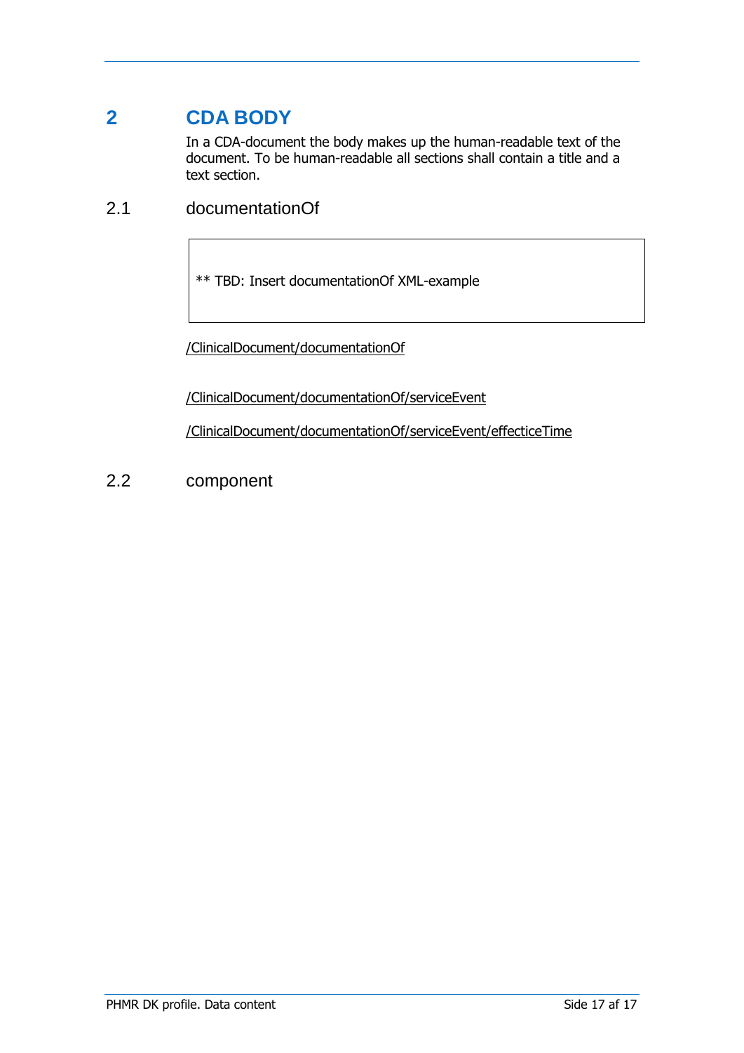# 2 CDA BODY

In a CDA-document the body makes up the human-readable text of the document. To be human-readable all sections shall contain a title and a text section.

## 2.1 documentationOf

```
** TBD: Insert documentationOf XML-example
```

/ClinicalDocument/documentationOf

/ClinicalDocument/documentationOf/serviceEvent

/ClinicalDocument/documentationOf/serviceEvent/effecticeTime

## 2.2 component